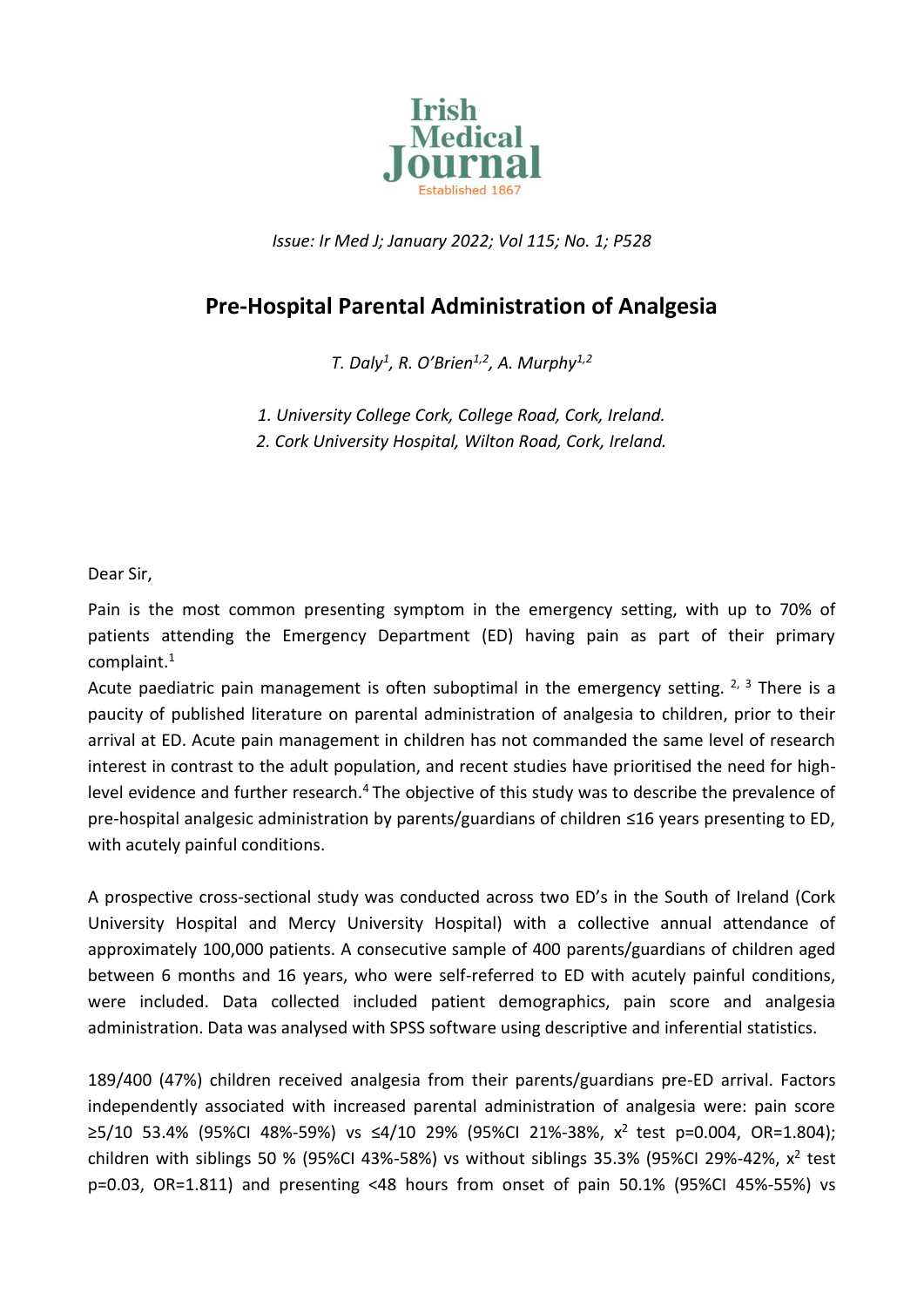Issue: Ir Med J; January 2022; Vol 115; No. 1; P528

# Pre-Hospital Parental Administration of Analgesia

*T. Daly[1], R. O'Brien[1,2], A. Murphy[1,2]*

*1. University College Cork, College Road, Cork, Ireland.*
*2. Cork University Hospital, Wilton Road, Cork, Ireland.*

Dear Sir,

Pain is the most common presenting symptom in the emergency setting, with up to 70% of patients attending the Emergency Department (ED) having pain as part of their primary complaint.[1]
Acute paediatric pain management is often suboptimal in the emergency setting.[2,3] There is a paucity of published literature on parental administration of analgesia to children, prior to their arrival at ED. Acute pain management in children has not commanded the same level of research interest in contrast to the adult population, and recent studies have prioritised the need for high-level evidence and further research.[4] The objective of this study was to describe the prevalence of pre-hospital analgesic administration by parents/guardians of children ≤16 years presenting to ED, with acutely painful conditions.

A prospective cross-sectional study was conducted across two ED's in the South of Ireland (Cork University Hospital and Mercy University Hospital) with a collective annual attendance of approximately 100,000 patients. A consecutive sample of 400 parents/guardians of children aged between 6 months and 16 years, who were self-referred to ED with acutely painful conditions, were included. Data collected included patient demographics, pain score and analgesia administration. Data was analysed with SPSS software using descriptive and inferential statistics.

189/400 (47%) children received analgesia from their parents/guardians pre-ED arrival. Factors independently associated with increased parental administration of analgesia were: pain score ≥5/10 53.4% (95%CI 48%-59%) vs ≤4/10 29% (95%CI 21%-38%, $x^2$ test p=0.004, OR=1.804); children with siblings 50 % (95%CI 43%-58%) vs without siblings 35.3% (95%CI 29%-42%, $x^2$ test p=0.03, OR=1.811) and presenting <48 hours from onset of pain 50.1% (95%CI 45%-55%) vs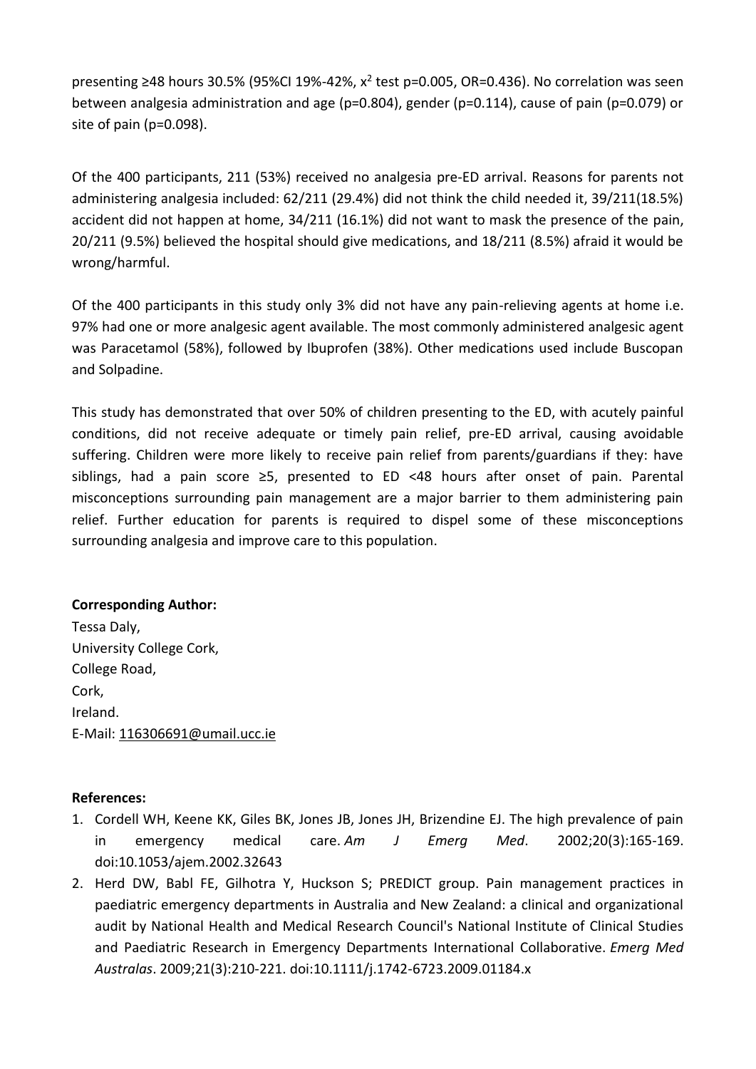presenting ≥48 hours 30.5% (95%CI 19%-42%, $x^2$ test $p=0.005$, OR=0.436). No correlation was seen between analgesia administration and age ($p=0.804$), gender ($p=0.114$), cause of pain ($p=0.079$) or site of pain ($p=0.098$).

Of the 400 participants, 211 (53%) received no analgesia pre-ED arrival. Reasons for parents not administering analgesia included: 62/211 (29.4%) did not think the child needed it, 39/211(18.5%) accident did not happen at home, 34/211 (16.1%) did not want to mask the presence of the pain, 20/211 (9.5%) believed the hospital should give medications, and 18/211 (8.5%) afraid it would be wrong/harmful.

Of the 400 participants in this study only 3% did not have any pain-relieving agents at home i.e. 97% had one or more analgesic agent available. The most commonly administered analgesic agent was Paracetamol (58%), followed by Ibuprofen (38%). Other medications used include Buscopan and Solpadine.

This study has demonstrated that over 50% of children presenting to the ED, with acutely painful conditions, did not receive adequate or timely pain relief, pre-ED arrival, causing avoidable suffering. Children were more likely to receive pain relief from parents/guardians if they: have siblings, had a pain score ≥5, presented to ED <48 hours after onset of pain. Parental misconceptions surrounding pain management are a major barrier to them administering pain relief. Further education for parents is required to dispel some of these misconceptions surrounding analgesia and improve care to this population.

**Corresponding Author:**
Tessa Daly,
University College Cork,
College Road,
Cork,
Ireland.
E-Mail: 116306691@umail.ucc.ie

**References:**

1. Cordell WH, Keene KK, Giles BK, Jones JB, Jones JH, Brizendine EJ. The high prevalence of pain in emergency medical care. *Am J Emerg Med*. 2002;20(3):165-169. doi:10.1053/ajem.2002.32643
2. Herd DW, Babl FE, Gilhotra Y, Huckson S; PREDICT group. Pain management practices in paediatric emergency departments in Australia and New Zealand: a clinical and organizational audit by National Health and Medical Research Council's National Institute of Clinical Studies and Paediatric Research in Emergency Departments International Collaborative. *Emerg Med Australas*. 2009;21(3):210-221. doi:10.1111/j.1742-6723.2009.01184.x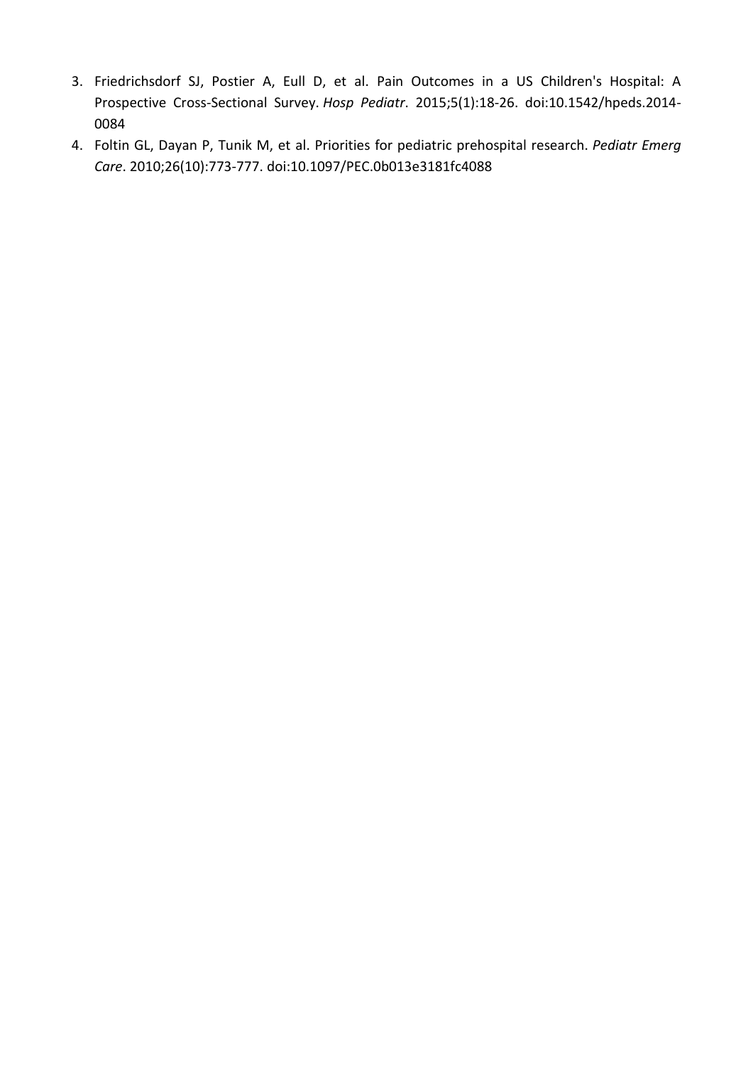3. Friedrichsdorf SJ, Postier A, Eull D, et al. Pain Outcomes in a US Children's Hospital: A Prospective Cross-Sectional Survey. *Hosp Pediatr*. 2015;5(1):18-26. doi:10.1542/hpeds.2014-0084
4. Foltin GL, Dayan P, Tunik M, et al. Priorities for pediatric prehospital research. *Pediatr Emerg Care*. 2010;26(10):773-777. doi:10.1097/PEC.0b013e3181fc4088